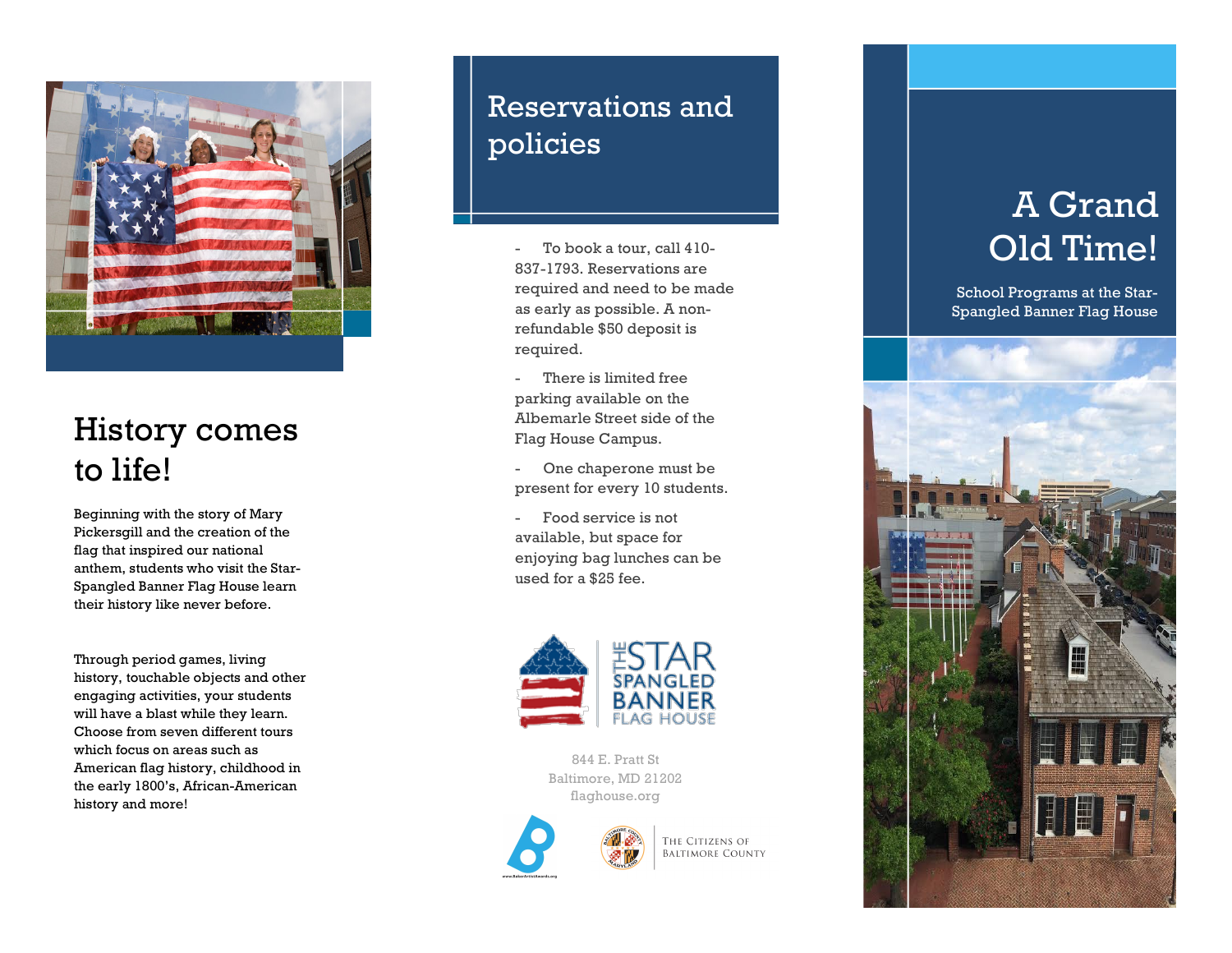# History comes to life!

Beginning with the story of Mary Pickersgill and the creation of the flag that inspired our national anthem, students who visit the Star-Spangled Banner Flag House learn their history like never before.

Through period games, living history, touchable objects and other engaging activities, your students will have a blast while they learn. Choose from seven different tours which focus on areas such as American flag history, childhood in the early 1800's, African-American history and more!

# Reservations and policies

- To book a tour, call 410-837-1793. Reservations are required and need to be made as early as possible. A non-refundable $50 deposit is required.
- There is limited free parking available on the Albemarle Street side of the Flag House Campus.
- One chaperone must be present for every 10 students.
- Food service is not available, but space for enjoying bag lunches can be used for a $25 fee.

THE STAR SPANGLED BANNER FLAG HOUSE

844 E. Pratt St
Baltimore, MD 21202
flaghouse.org

www.BakerArtistAwards.org

The Citizens of Baltimore County

# A Grand Old Time!

School Programs at the Star-Spangled Banner Flag House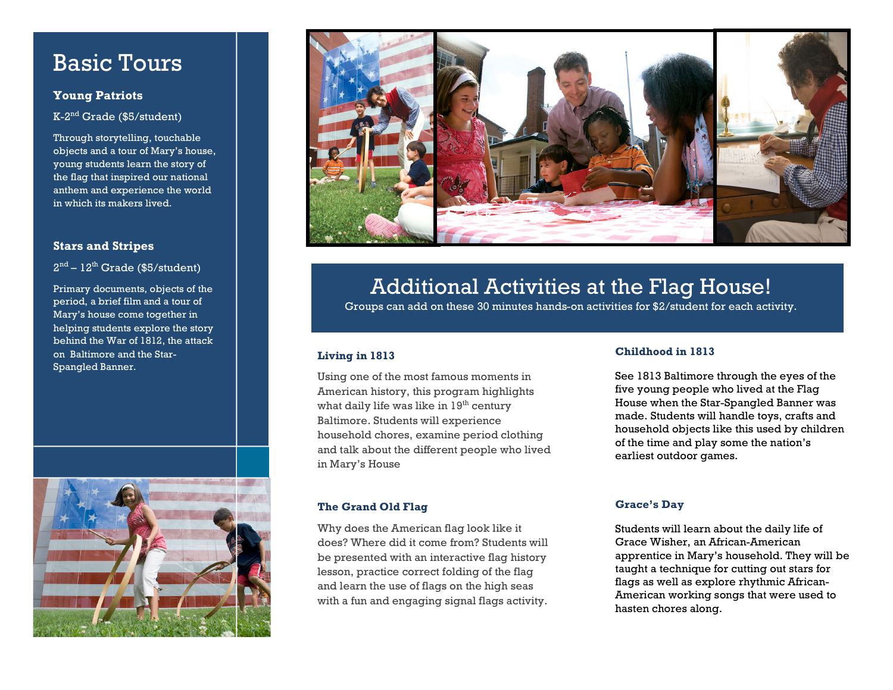# Basic Tours

### Young Patriots

K-2nd Grade ($5/student)

Through storytelling, touchable objects and a tour of Mary's house, young students learn the story of the flag that inspired our national anthem and experience the world in which its makers lived.

### Stars and Stripes

2nd – 12th Grade ($5/student)

Primary documents, objects of the period, a brief film and a tour of Mary's house come together in helping students explore the story behind the War of 1812, the attack on Baltimore and the Star-Spangled Banner.

# Additional Activities at the Flag House!

Groups can add on these 30 minutes hands-on activities for $2/student for each activity.

### Living in 1813

Using one of the most famous moments in American history, this program highlights what daily life was like in 19th century Baltimore. Students will experience household chores, examine period clothing and talk about the different people who lived in Mary's House

### The Grand Old Flag

Why does the American flag look like it does? Where did it come from? Students will be presented with an interactive flag history lesson, practice correct folding of the flag and learn the use of flags on the high seas with a fun and engaging signal flags activity.

### Childhood in 1813

See 1813 Baltimore through the eyes of the five young people who lived at the Flag House when the Star-Spangled Banner was made. Students will handle toys, crafts and household objects like this used by children of the time and play some the nation's earliest outdoor games.

### Grace's Day

Students will learn about the daily life of Grace Wisher, an African-American apprentice in Mary's household. They will be taught a technique for cutting out stars for flags as well as explore rhythmic African-American working songs that were used to hasten chores along.